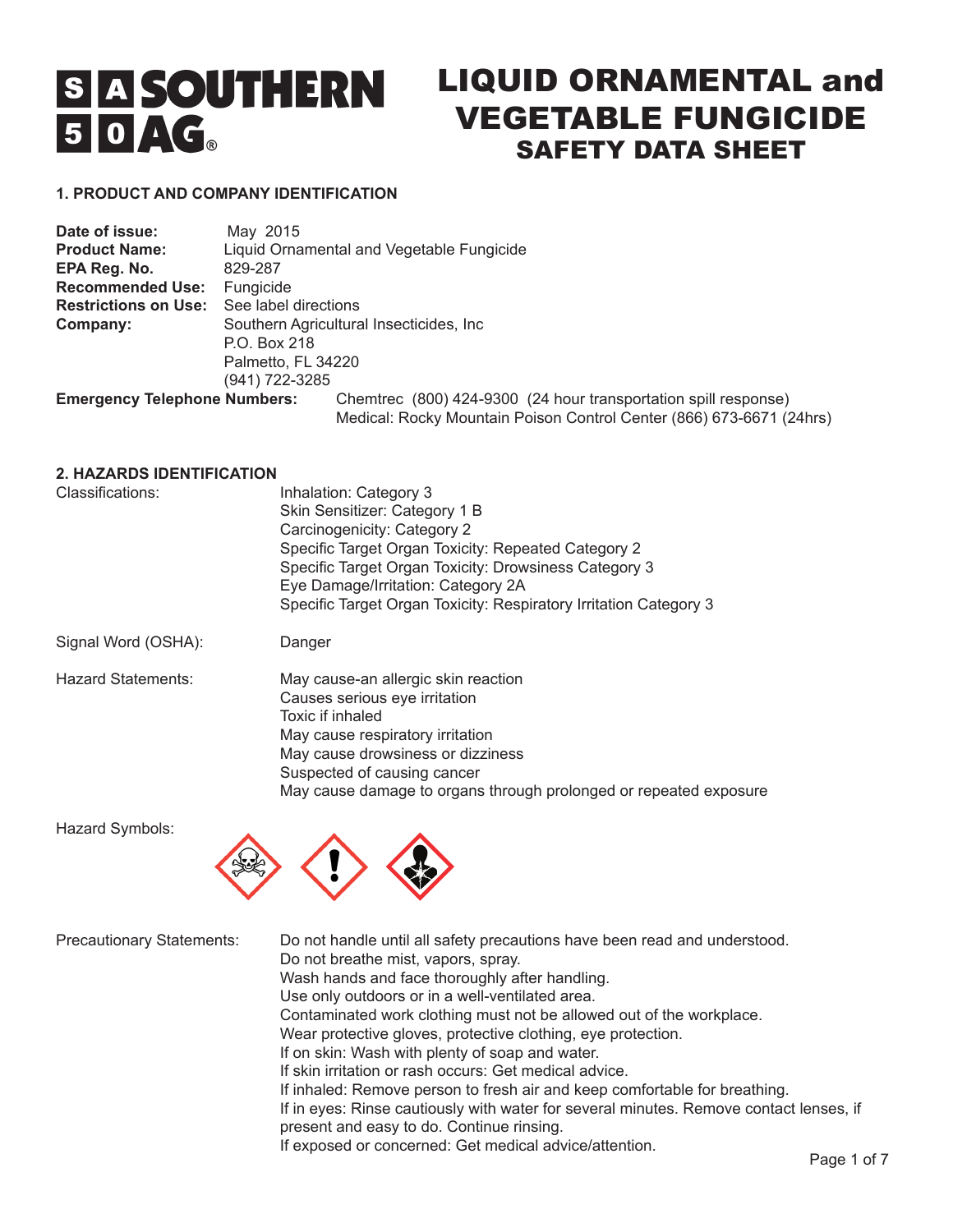# SOUTHERN AG®

# LIQUID ORNAMENTAL and VEGETABLE FUNGICIDE
## SAFETY DATA SHEET

### 1. PRODUCT AND COMPANY IDENTIFICATION

**Date of issue:** May 2015
**Product Name:** Liquid Ornamental and Vegetable Fungicide
**EPA Reg. No.** 829-287
**Recommended Use:** Fungicide
**Restrictions on Use:** See label directions
**Company:** Southern Agricultural Insecticides, Inc
P.O. Box 218
Palmetto, FL 34220
(941) 722-3285
**Emergency Telephone Numbers:** Chemtrec (800) 424-9300 (24 hour transportation spill response)
Medical: Rocky Mountain Poison Control Center (866) 673-6671 (24hrs)

### 2. HAZARDS IDENTIFICATION

Classifications:
Inhalation: Category 3
Skin Sensitizer: Category 1 B
Carcinogenicity: Category 2
Specific Target Organ Toxicity: Repeated Category 2
Specific Target Organ Toxicity: Drowsiness Category 3
Eye Damage/Irritation: Category 2A
Specific Target Organ Toxicity: Respiratory Irritation Category 3

Signal Word (OSHA): Danger

Hazard Statements:
May cause-an allergic skin reaction
Causes serious eye irritation
Toxic if inhaled
May cause respiratory irritation
May cause drowsiness or dizziness
Suspected of causing cancer
May cause damage to organs through prolonged or repeated exposure

Hazard Symbols:

Precautionary Statements:
Do not handle until all safety precautions have been read and understood.
Do not breathe mist, vapors, spray.
Wash hands and face thoroughly after handling.
Use only outdoors or in a well-ventilated area.
Contaminated work clothing must not be allowed out of the workplace.
Wear protective gloves, protective clothing, eye protection.
If on skin: Wash with plenty of soap and water.
If skin irritation or rash occurs: Get medical advice.
If inhaled: Remove person to fresh air and keep comfortable for breathing.
If in eyes: Rinse cautiously with water for several minutes. Remove contact lenses, if present and easy to do. Continue rinsing.
If exposed or concerned: Get medical advice/attention.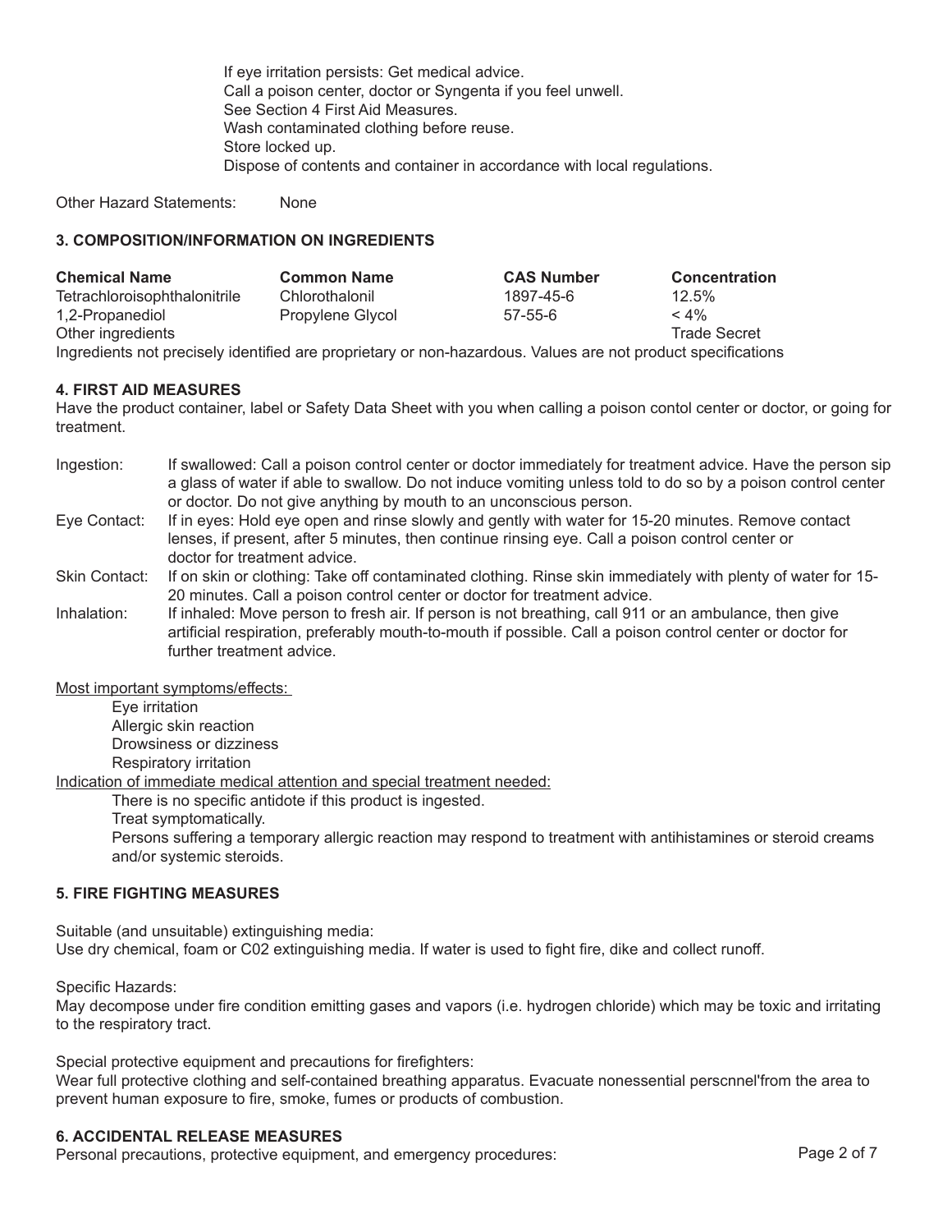If eye irritation persists: Get medical advice.
Call a poison center, doctor or Syngenta if you feel unwell.
See Section 4 First Aid Measures.
Wash contaminated clothing before reuse.
Store locked up.
Dispose of contents and container in accordance with local regulations.

Other Hazard Statements: None

## 3. COMPOSITION/INFORMATION ON INGREDIENTS

| Chemical Name | Common Name | CAS Number | Concentration |
|---|---|---|---|
| Tetrachloroisophthalonitrile | Chlorothalonil | 1897-45-6 | 12.5% |
| 1,2-Propanediol | Propylene Glycol | 57-55-6 | < 4% |
| Other ingredients | | | Trade Secret |

Ingredients not precisely identified are proprietary or non-hazardous. Values are not product specifications

## 4. FIRST AID MEASURES

Have the product container, label or Safety Data Sheet with you when calling a poison contol center or doctor, or going for treatment.

Ingestion: If swallowed: Call a poison control center or doctor immediately for treatment advice. Have the person sip a glass of water if able to swallow. Do not induce vomiting unless told to do so by a poison control center or doctor. Do not give anything by mouth to an unconscious person.

Eye Contact: If in eyes: Hold eye open and rinse slowly and gently with water for 15-20 minutes. Remove contact lenses, if present, after 5 minutes, then continue rinsing eye. Call a poison control center or doctor for treatment advice.

Skin Contact: If on skin or clothing: Take off contaminated clothing. Rinse skin immediately with plenty of water for 15-20 minutes. Call a poison control center or doctor for treatment advice.

Inhalation: If inhaled: Move person to fresh air. If person is not breathing, call 911 or an ambulance, then give artificial respiration, preferably mouth-to-mouth if possible. Call a poison control center or doctor for further treatment advice.

Most important symptoms/effects:

- Eye irritation
- Allergic skin reaction
- Drowsiness or dizziness
- Respiratory irritation

Indication of immediate medical attention and special treatment needed:

- There is no specific antidote if this product is ingested.
- Treat symptomatically.
- Persons suffering a temporary allergic reaction may respond to treatment with antihistamines or steroid creams and/or systemic steroids.

## 5. FIRE FIGHTING MEASURES

Suitable (and unsuitable) extinguishing media:
Use dry chemical, foam or C02 extinguishing media. If water is used to fight fire, dike and collect runoff.

Specific Hazards:
May decompose under fire condition emitting gases and vapors (i.e. hydrogen chloride) which may be toxic and irritating to the respiratory tract.

Special protective equipment and precautions for firefighters:
Wear full protective clothing and self-contained breathing apparatus. Evacuate nonessential perscnnel'from the area to prevent human exposure to fire, smoke, fumes or products of combustion.

## 6. ACCIDENTAL RELEASE MEASURES

Personal precautions, protective equipment, and emergency procedures: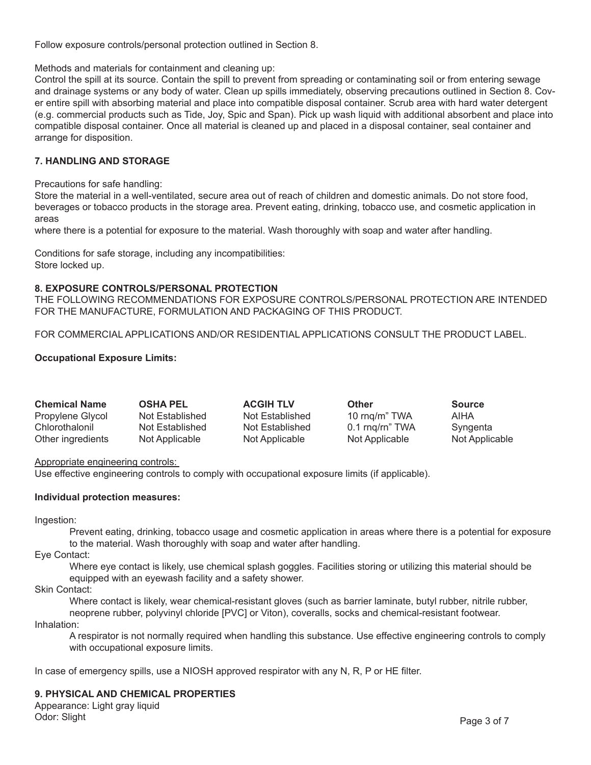Follow exposure controls/personal protection outlined in Section 8.

Methods and materials for containment and cleaning up:
Control the spill at its source. Contain the spill to prevent from spreading or contaminating soil or from entering sewage and drainage systems or any body of water. Clean up spills immediately, observing precautions outlined in Section 8. Cover entire spill with absorbing material and place into compatible disposal container. Scrub area with hard water detergent (e.g. commercial products such as Tide, Joy, Spic and Span). Pick up wash liquid with additional absorbent and place into compatible disposal container. Once all material is cleaned up and placed in a disposal container, seal container and arrange for disposition.

## 7. HANDLING AND STORAGE

Precautions for safe handling:
Store the material in a well-ventilated, secure area out of reach of children and domestic animals. Do not store food, beverages or tobacco products in the storage area. Prevent eating, drinking, tobacco use, and cosmetic application in areas
where there is a potential for exposure to the material. Wash thoroughly with soap and water after handling.

Conditions for safe storage, including any incompatibilities:
Store locked up.

## 8. EXPOSURE CONTROLS/PERSONAL PROTECTION

THE FOLLOWING RECOMMENDATIONS FOR EXPOSURE CONTROLS/PERSONAL PROTECTION ARE INTENDED FOR THE MANUFACTURE, FORMULATION AND PACKAGING OF THIS PRODUCT.

FOR COMMERCIAL APPLICATIONS AND/OR RESIDENTIAL APPLICATIONS CONSULT THE PRODUCT LABEL.

**Occupational Exposure Limits:**

| Chemical Name | OSHA PEL | ACGIH TLV | Other | Source |
|---|---|---|---|---|
| Propylene Glycol | Not Established | Not Established | 10 rnq/m" TWA | AIHA |
| Chlorothalonil | Not Established | Not Established | 0.1 rnq/rn" TWA | Syngenta |
| Other ingredients | Not Applicable | Not Applicable | Not Applicable | Not Applicable |

Appropriate engineering controls:
Use effective engineering controls to comply with occupational exposure limits (if applicable).

**Individual protection measures:**

Ingestion:
Prevent eating, drinking, tobacco usage and cosmetic application in areas where there is a potential for exposure to the material. Wash thoroughly with soap and water after handling.

Eye Contact:
Where eye contact is likely, use chemical splash goggles. Facilities storing or utilizing this material should be equipped with an eyewash facility and a safety shower.

Skin Contact:
Where contact is likely, wear chemical-resistant gloves (such as barrier laminate, butyl rubber, nitrile rubber, neoprene rubber, polyvinyl chloride [PVC] or Viton), coveralls, socks and chemical-resistant footwear.

Inhalation:
A respirator is not normally required when handling this substance. Use effective engineering controls to comply with occupational exposure limits.

In case of emergency spills, use a NIOSH approved respirator with any N, R, P or HE filter.

## 9. PHYSICAL AND CHEMICAL PROPERTIES

Appearance: Light gray liquid
Odor: Slight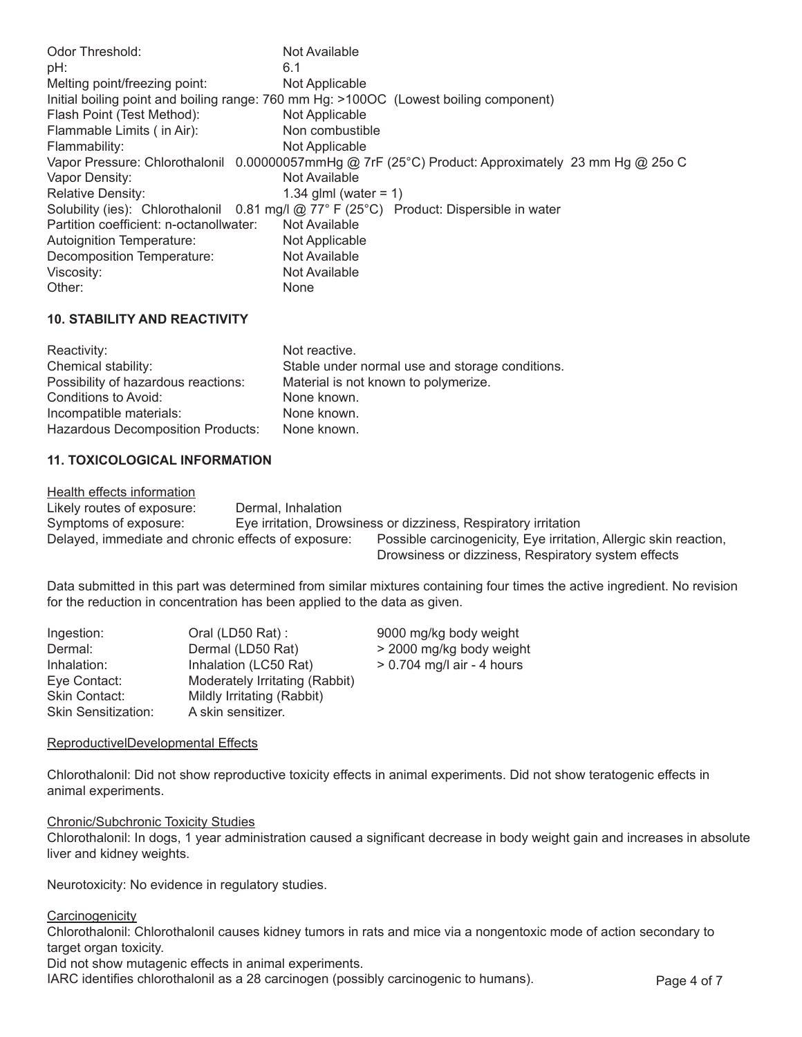| | |
|---|---|
| Odor Threshold: | Not Available |
| pH: | 6.1 |
| Melting point/freezing point: | Not Applicable |

Initial boiling point and boiling range: 760 mm Hg: >100OC (Lowest boiling component)

| | |
|---|---|
| Flash Point (Test Method): | Not Applicable |
| Flammable Limits ( in Air): | Non combustible |
| Flammability: | Not Applicable |

Vapor Pressure: Chlorothalonil 0.00000057mmHg @ 7rF (25°C) Product: Approximately 23 mm Hg @ 25o C

| | |
|---|---|
| Vapor Density: | Not Available |
| Relative Density: | 1.34 glml (water = 1) |

Solubility (ies): Chlorothalonil 0.81 mg/l @ 77° F (25°C) Product: Dispersible in water

| | |
|---|---|
| Partition coefficient: n-octanollwater: | Not Available |
| Autoignition Temperature: | Not Applicable |
| Decomposition Temperature: | Not Available |
| Viscosity: | Not Available |
| Other: | None |

## 10. STABILITY AND REACTIVITY

| | |
|---|---|
| Reactivity: | Not reactive. |
| Chemical stability: | Stable under normal use and storage conditions. |
| Possibility of hazardous reactions: | Material is not known to polymerize. |
| Conditions to Avoid: | None known. |
| Incompatible materials: | None known. |
| Hazardous Decomposition Products: | None known. |

## 11. TOXICOLOGICAL INFORMATION

Health effects information

| | |
|---|---|
| Likely routes of exposure: | Dermal, Inhalation |
| Symptoms of exposure: | Eye irritation, Drowsiness or dizziness, Respiratory irritation |
| Delayed, immediate and chronic effects of exposure: | Possible carcinogenicity, Eye irritation, Allergic skin reaction, Drowsiness or dizziness, Respiratory system effects |

Data submitted in this part was determined from similar mixtures containing four times the active ingredient. No revision for the reduction in concentration has been applied to the data as given.

| | | |
|---|---|---|
| Ingestion: | Oral (LD50 Rat) : | 9000 mg/kg body weight |
| Dermal: | Dermal (LD50 Rat) | > 2000 mg/kg body weight |
| Inhalation: | Inhalation (LC50 Rat) | > 0.704 mg/l air - 4 hours |
| Eye Contact: | Moderately Irritating (Rabbit) | |
| Skin Contact: | Mildly Irritating (Rabbit) | |
| Skin Sensitization: | A skin sensitizer. | |

ReproductiveIDevelopmental Effects

Chlorothalonil: Did not show reproductive toxicity effects in animal experiments. Did not show teratogenic effects in animal experiments.

Chronic/Subchronic Toxicity Studies

Chlorothalonil: In dogs, 1 year administration caused a significant decrease in body weight gain and increases in absolute liver and kidney weights.

Neurotoxicity: No evidence in regulatory studies.

Carcinogenicity

Chlorothalonil: Chlorothalonil causes kidney tumors in rats and mice via a nongentoxic mode of action secondary to target organ toxicity.

Did not show mutagenic effects in animal experiments.

IARC identifies chlorothalonil as a 28 carcinogen (possibly carcinogenic to humans).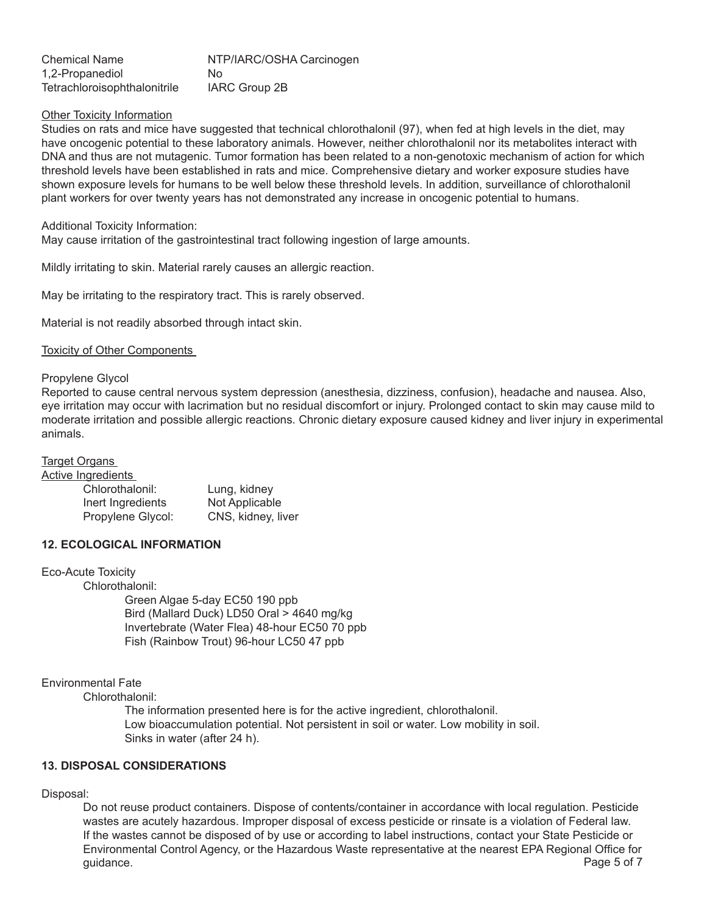| Chemical Name | NTP/IARC/OSHA Carcinogen |
|---|---|
| 1,2-Propanediol | No |
| Tetrachloroisophthalonitrile | IARC Group 2B |

Other Toxicity Information

Studies on rats and mice have suggested that technical chlorothalonil (97), when fed at high levels in the diet, may have oncogenic potential to these laboratory animals. However, neither chlorothalonil nor its metabolites interact with DNA and thus are not mutagenic. Tumor formation has been related to a non-genotoxic mechanism of action for which threshold levels have been established in rats and mice. Comprehensive dietary and worker exposure studies have shown exposure levels for humans to be well below these threshold levels. In addition, surveillance of chlorothalonil plant workers for over twenty years has not demonstrated any increase in oncogenic potential to humans.

Additional Toxicity Information:

May cause irritation of the gastrointestinal tract following ingestion of large amounts.

Mildly irritating to skin. Material rarely causes an allergic reaction.

May be irritating to the respiratory tract. This is rarely observed.

Material is not readily absorbed through intact skin.

Toxicity of Other Components

Propylene Glycol

Reported to cause central nervous system depression (anesthesia, dizziness, confusion), headache and nausea. Also, eye irritation may occur with lacrimation but no residual discomfort or injury. Prolonged contact to skin may cause mild to moderate irritation and possible allergic reactions. Chronic dietary exposure caused kidney and liver injury in experimental animals.

Target Organs

Active Ingredients

| | |
|---|---|
| Chlorothalonil: | Lung, kidney |
| Inert Ingredients | Not Applicable |
| Propylene Glycol: | CNS, kidney, liver |

## 12. ECOLOGICAL INFORMATION

Eco-Acute Toxicity

Chlorothalonil:

Green Algae 5-day EC50 190 ppb
Bird (Mallard Duck) LD50 Oral > 4640 mg/kg
Invertebrate (Water Flea) 48-hour EC50 70 ppb
Fish (Rainbow Trout) 96-hour LC50 47 ppb

Environmental Fate

Chlorothalonil:

The information presented here is for the active ingredient, chlorothalonil.
Low bioaccumulation potential. Not persistent in soil or water. Low mobility in soil.
Sinks in water (after 24 h).

## 13. DISPOSAL CONSIDERATIONS

Disposal:

Do not reuse product containers. Dispose of contents/container in accordance with local regulation. Pesticide wastes are acutely hazardous. Improper disposal of excess pesticide or rinsate is a violation of Federal law. If the wastes cannot be disposed of by use or according to label instructions, contact your State Pesticide or Environmental Control Agency, or the Hazardous Waste representative at the nearest EPA Regional Office for guidance.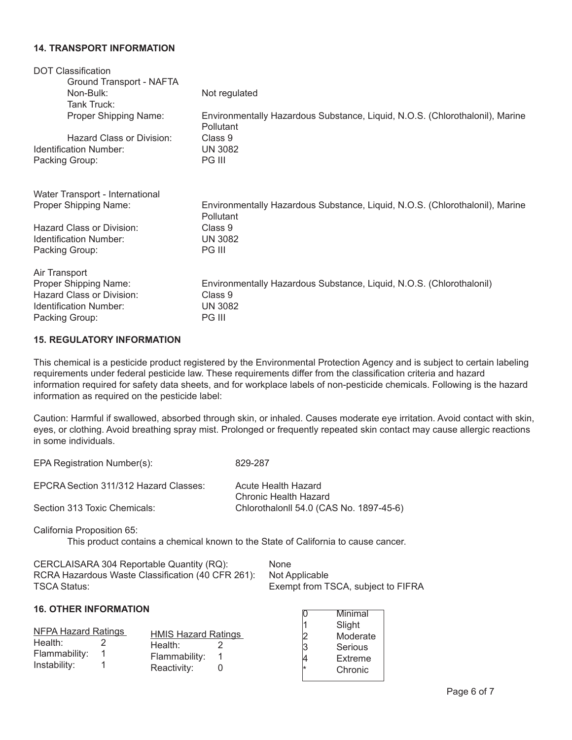## 14. TRANSPORT INFORMATION

DOT Classification

Ground Transport - NAFTA

| | |
|---|---|
| Non-Bulk: | Not regulated |
| Tank Truck: | |
| Proper Shipping Name: | Environmentally Hazardous Substance, Liquid, N.O.S. (Chlorothalonil), Marine Pollutant |
| Hazard Class or Division: | Class 9 |
| Identification Number: | UN 3082 |
| Packing Group: | PG III |

Water Transport - International

| | |
|---|---|
| Proper Shipping Name: | Environmentally Hazardous Substance, Liquid, N.O.S. (Chlorothalonil), Marine Pollutant |
| Hazard Class or Division: | Class 9 |
| Identification Number: | UN 3082 |
| Packing Group: | PG III |

Air Transport

| | |
|---|---|
| Proper Shipping Name: | Environmentally Hazardous Substance, Liquid, N.O.S. (Chlorothalonil) |
| Hazard Class or Division: | Class 9 |
| Identification Number: | UN 3082 |
| Packing Group: | PG III |

## 15. REGULATORY INFORMATION

This chemical is a pesticide product registered by the Environmental Protection Agency and is subject to certain labeling requirements under federal pesticide law. These requirements differ from the classification criteria and hazard information required for safety data sheets, and for workplace labels of non-pesticide chemicals. Following is the hazard information as required on the pesticide label:

Caution: Harmful if swallowed, absorbed through skin, or inhaled. Causes moderate eye irritation. Avoid contact with skin, eyes, or clothing. Avoid breathing spray mist. Prolonged or frequently repeated skin contact may cause allergic reactions in some individuals.

| | |
|---|---|
| EPA Registration Number(s): | 829-287 |
| EPCRA Section 311/312 Hazard Classes: | Acute Health Hazard<br>Chronic Health Hazard |
| Section 313 Toxic Chemicals: | Chlorothalonll 54.0 (CAS No. 1897-45-6) |

California Proposition 65:

This product contains a chemical known to the State of California to cause cancer.

| | |
|---|---|
| CERCLAISARA 304 Reportable Quantity (RQ): | None |
| RCRA Hazardous Waste Classification (40 CFR 261): | Not Applicable |
| TSCA Status: | Exempt from TSCA, subject to FIFRA |

## 16. OTHER INFORMATION

| NFPA Hazard Ratings | |
|---|---|
| Health: | 2 |
| Flammability: | 1 |
| Instability: | 1 |

| HMIS Hazard Ratings | |
|---|---|
| Health: | 2 |
| Flammability: | 1 |
| Reactivity: | 0 |

| | |
|---|---|
| 0 | Minimal |
| 1 | Slight |
| 2 | Moderate |
| 3 | Serious |
| 4 | Extreme |
| * | Chronic |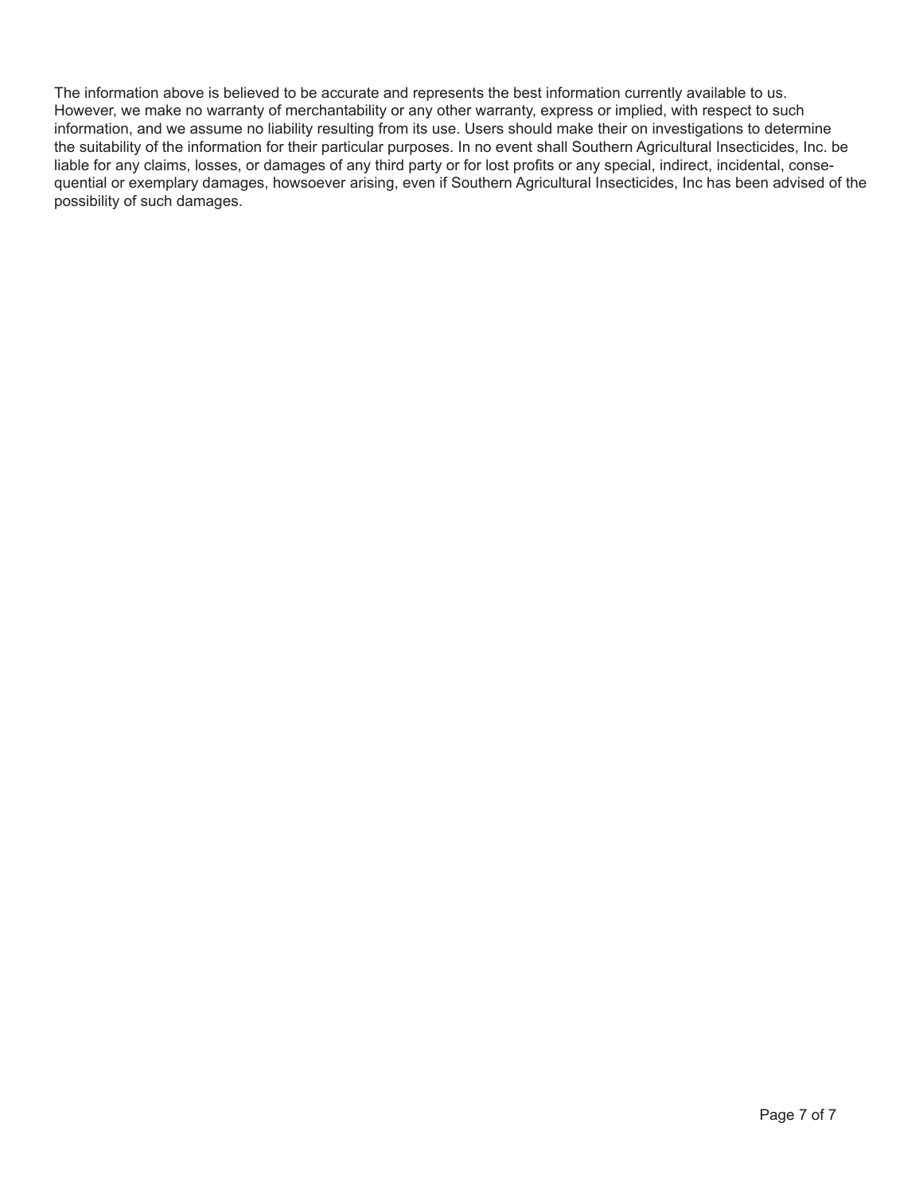The information above is believed to be accurate and represents the best information currently available to us. However, we make no warranty of merchantability or any other warranty, express or implied, with respect to such information, and we assume no liability resulting from its use. Users should make their on investigations to determine the suitability of the information for their particular purposes. In no event shall Southern Agricultural Insecticides, Inc. be liable for any claims, losses, or damages of any third party or for lost profits or any special, indirect, incidental, consequential or exemplary damages, howsoever arising, even if Southern Agricultural Insecticides, Inc has been advised of the possibility of such damages.